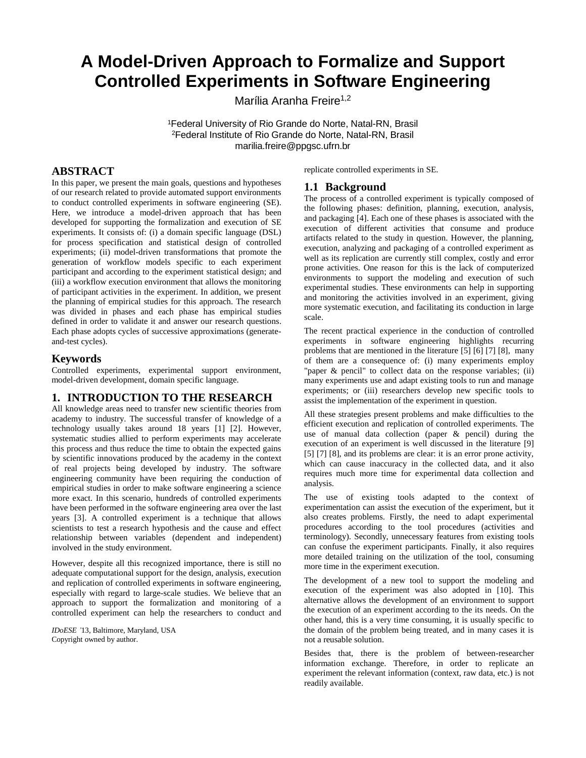# A Model-Driven Approach to Formalize and Support Controlled Experiments in Software Engineering

Marília Aranha Freire[1,2]

[1]Federal University of Rio Grande do Norte, Natal-RN, Brasil
[2]Federal Institute of Rio Grande do Norte, Natal-RN, Brasil
marilia.freire@ppgsc.ufrn.br

## ABSTRACT

In this paper, we present the main goals, questions and hypotheses of our research related to provide automated support environments to conduct controlled experiments in software engineering (SE). Here, we introduce a model-driven approach that has been developed for supporting the formalization and execution of SE experiments. It consists of: (i) a domain specific language (DSL) for process specification and statistical design of controlled experiments; (ii) model-driven transformations that promote the generation of workflow models specific to each experiment participant and according to the experiment statistical design; and (iii) a workflow execution environment that allows the monitoring of participant activities in the experiment. In addition, we present the planning of empirical studies for this approach. The research was divided in phases and each phase has empirical studies defined in order to validate it and answer our research questions. Each phase adopts cycles of successive approximations (generate-and-test cycles).

## Keywords

Controlled experiments, experimental support environment, model-driven development, domain specific language.

## 1. INTRODUCTION TO THE RESEARCH

All knowledge areas need to transfer new scientific theories from academy to industry. The successful transfer of knowledge of a technology usually takes around 18 years [1] [2]. However, systematic studies allied to perform experiments may accelerate this process and thus reduce the time to obtain the expected gains by scientific innovations produced by the academy in the context of real projects being developed by industry. The software engineering community have been requiring the conduction of empirical studies in order to make software engineering a science more exact. In this scenario, hundreds of controlled experiments have been performed in the software engineering area over the last years [3]. A controlled experiment is a technique that allows scientists to test a research hypothesis and the cause and effect relationship between variables (dependent and independent) involved in the study environment.

However, despite all this recognized importance, there is still no adequate computational support for the design, analysis, execution and replication of controlled experiments in software engineering, especially with regard to large-scale studies. We believe that an approach to support the formalization and monitoring of a controlled experiment can help the researchers to conduct and replicate controlled experiments in SE.

*IDoESE '13*, Baltimore, Maryland, USA
Copyright owned by author.

### 1.1 Background

The process of a controlled experiment is typically composed of the following phases: definition, planning, execution, analysis, and packaging [4]. Each one of these phases is associated with the execution of different activities that consume and produce artifacts related to the study in question. However, the planning, execution, analyzing and packaging of a controlled experiment as well as its replication are currently still complex, costly and error prone activities. One reason for this is the lack of computerized environments to support the modeling and execution of such experimental studies. These environments can help in supporting and monitoring the activities involved in an experiment, giving more systematic execution, and facilitating its conduction in large scale.

The recent practical experience in the conduction of controlled experiments in software engineering highlights recurring problems that are mentioned in the literature [5] [6] [7] [8], many of them are a consequence of: (i) many experiments employ "paper & pencil" to collect data on the response variables; (ii) many experiments use and adapt existing tools to run and manage experiments; or (iii) researchers develop new specific tools to assist the implementation of the experiment in question.

All these strategies present problems and make difficulties to the efficient execution and replication of controlled experiments. The use of manual data collection (paper & pencil) during the execution of an experiment is well discussed in the literature [9] [5] [7] [8], and its problems are clear: it is an error prone activity, which can cause inaccuracy in the collected data, and it also requires much more time for experimental data collection and analysis.

The use of existing tools adapted to the context of experimentation can assist the execution of the experiment, but it also creates problems. Firstly, the need to adapt experimental procedures according to the tool procedures (activities and terminology). Secondly, unnecessary features from existing tools can confuse the experiment participants. Finally, it also requires more detailed training on the utilization of the tool, consuming more time in the experiment execution.

The development of a new tool to support the modeling and execution of the experiment was also adopted in [10]. This alternative allows the development of an environment to support the execution of an experiment according to the its needs. On the other hand, this is a very time consuming, it is usually specific to the domain of the problem being treated, and in many cases it is not a reusable solution.

Besides that, there is the problem of between-researcher information exchange. Therefore, in order to replicate an experiment the relevant information (context, raw data, etc.) is not readily available.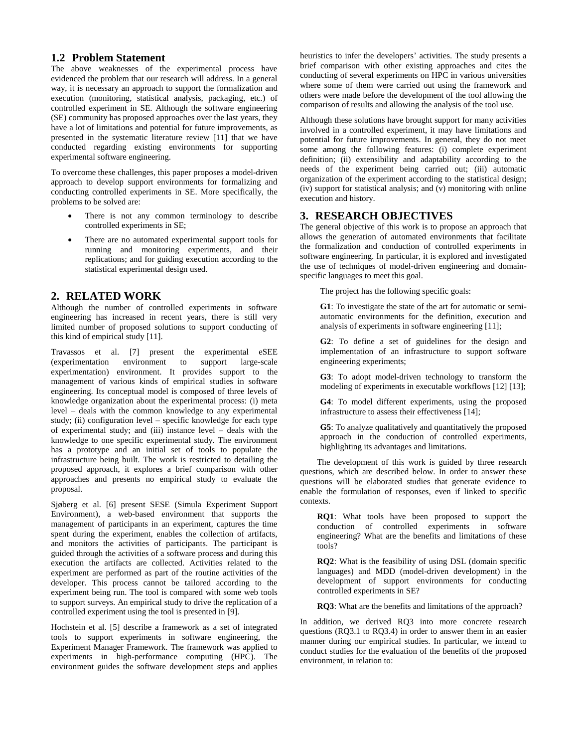## 1.2 Problem Statement

The above weaknesses of the experimental process have evidenced the problem that our research will address. In a general way, it is necessary an approach to support the formalization and execution (monitoring, statistical analysis, packaging, etc.) of controlled experiment in SE. Although the software engineering (SE) community has proposed approaches over the last years, they have a lot of limitations and potential for future improvements, as presented in the systematic literature review [11] that we have conducted regarding existing environments for supporting experimental software engineering.

To overcome these challenges, this paper proposes a model-driven approach to develop support environments for formalizing and conducting controlled experiments in SE. More specifically, the problems to be solved are:

- There is not any common terminology to describe controlled experiments in SE;
- There are no automated experimental support tools for running and monitoring experiments, and their replications; and for guiding execution according to the statistical experimental design used.

# 2. RELATED WORK

Although the number of controlled experiments in software engineering has increased in recent years, there is still very limited number of proposed solutions to support conducting of this kind of empirical study [11].

Travassos et al. [7] present the experimental eSEE (experimentation environment to support large-scale experimentation) environment. It provides support to the management of various kinds of empirical studies in software engineering. Its conceptual model is composed of three levels of knowledge organization about the experimental process: (i) meta level – deals with the common knowledge to any experimental study; (ii) configuration level – specific knowledge for each type of experimental study; and (iii) instance level – deals with the knowledge to one specific experimental study. The environment has a prototype and an initial set of tools to populate the infrastructure being built. The work is restricted to detailing the proposed approach, it explores a brief comparison with other approaches and presents no empirical study to evaluate the proposal.

Sjøberg et al. [6] present SESE (Simula Experiment Support Environment), a web-based environment that supports the management of participants in an experiment, captures the time spent during the experiment, enables the collection of artifacts, and monitors the activities of participants. The participant is guided through the activities of a software process and during this execution the artifacts are collected. Activities related to the experiment are performed as part of the routine activities of the developer. This process cannot be tailored according to the experiment being run. The tool is compared with some web tools to support surveys. An empirical study to drive the replication of a controlled experiment using the tool is presented in [9].

Hochstein et al. [5] describe a framework as a set of integrated tools to support experiments in software engineering, the Experiment Manager Framework. The framework was applied to experiments in high-performance computing (HPC). The environment guides the software development steps and applies heuristics to infer the developers' activities. The study presents a brief comparison with other existing approaches and cites the conducting of several experiments on HPC in various universities where some of them were carried out using the framework and others were made before the development of the tool allowing the comparison of results and allowing the analysis of the tool use.

Although these solutions have brought support for many activities involved in a controlled experiment, it may have limitations and potential for future improvements. In general, they do not meet some among the following features: (i) complete experiment definition; (ii) extensibility and adaptability according to the needs of the experiment being carried out; (iii) automatic organization of the experiment according to the statistical design; (iv) support for statistical analysis; and (v) monitoring with online execution and history.

# 3. RESEARCH OBJECTIVES

The general objective of this work is to propose an approach that allows the generation of automated environments that facilitate the formalization and conduction of controlled experiments in software engineering. In particular, it is explored and investigated the use of techniques of model-driven engineering and domain-specific languages to meet this goal.

The project has the following specific goals:

**G1**: To investigate the state of the art for automatic or semi-automatic environments for the definition, execution and analysis of experiments in software engineering [11];

**G2**: To define a set of guidelines for the design and implementation of an infrastructure to support software engineering experiments;

**G3**: To adopt model-driven technology to transform the modeling of experiments in executable workflows [12] [13];

**G4**: To model different experiments, using the proposed infrastructure to assess their effectiveness [14];

**G5**: To analyze qualitatively and quantitatively the proposed approach in the conduction of controlled experiments, highlighting its advantages and limitations.

The development of this work is guided by three research questions, which are described below. In order to answer these questions will be elaborated studies that generate evidence to enable the formulation of responses, even if linked to specific contexts.

**RQ1**: What tools have been proposed to support the conduction of controlled experiments in software engineering? What are the benefits and limitations of these tools?

**RQ2**: What is the feasibility of using DSL (domain specific languages) and MDD (model-driven development) in the development of support environments for conducting controlled experiments in SE?

**RQ3**: What are the benefits and limitations of the approach?

In addition, we derived RQ3 into more concrete research questions (RQ3.1 to RQ3.4) in order to answer them in an easier manner during our empirical studies. In particular, we intend to conduct studies for the evaluation of the benefits of the proposed environment, in relation to: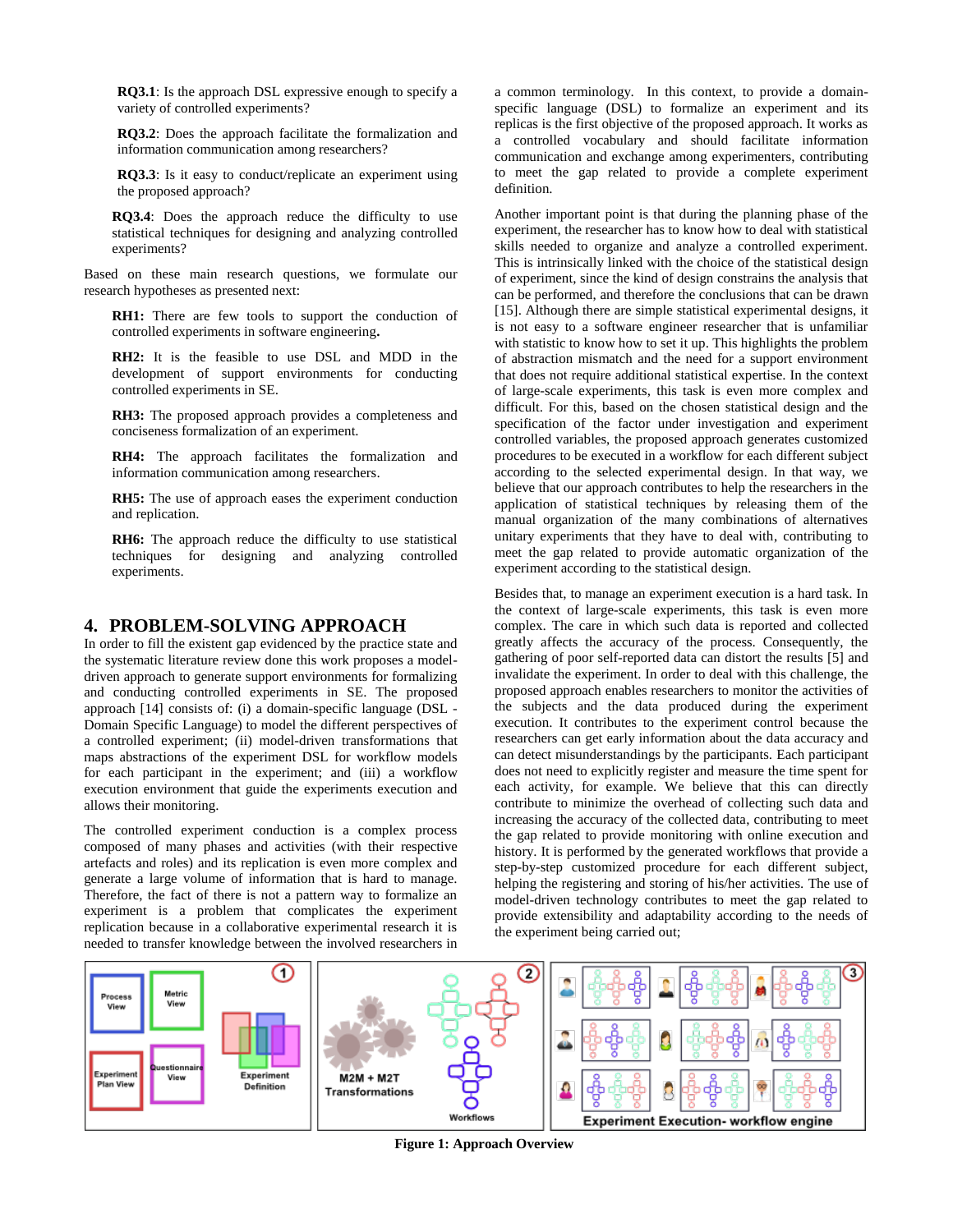**RQ3.1**: Is the approach DSL expressive enough to specify a variety of controlled experiments?

**RQ3.2**: Does the approach facilitate the formalization and information communication among researchers?

**RQ3.3**: Is it easy to conduct/replicate an experiment using the proposed approach?

**RQ3.4**: Does the approach reduce the difficulty to use statistical techniques for designing and analyzing controlled experiments?

Based on these main research questions, we formulate our research hypotheses as presented next:

**RH1:** There are few tools to support the conduction of controlled experiments in software engineering**.**

**RH2:** It is the feasible to use DSL and MDD in the development of support environments for conducting controlled experiments in SE.

**RH3:** The proposed approach provides a completeness and conciseness formalization of an experiment.

**RH4:** The approach facilitates the formalization and information communication among researchers.

**RH5:** The use of approach eases the experiment conduction and replication.

**RH6:** The approach reduce the difficulty to use statistical techniques for designing and analyzing controlled experiments.

## 4. PROBLEM-SOLVING APPROACH

In order to fill the existent gap evidenced by the practice state and the systematic literature review done this work proposes a model-driven approach to generate support environments for formalizing and conducting controlled experiments in SE. The proposed approach [14] consists of: (i) a domain-specific language (DSL - Domain Specific Language) to model the different perspectives of a controlled experiment; (ii) model-driven transformations that maps abstractions of the experiment DSL for workflow models for each participant in the experiment; and (iii) a workflow execution environment that guide the experiments execution and allows their monitoring.

The controlled experiment conduction is a complex process composed of many phases and activities (with their respective artefacts and roles) and its replication is even more complex and generate a large volume of information that is hard to manage. Therefore, the fact of there is not a pattern way to formalize an experiment is a problem that complicates the experiment replication because in a collaborative experimental research it is needed to transfer knowledge between the involved researchers in a common terminology. In this context, to provide a domain-specific language (DSL) to formalize an experiment and its replicas is the first objective of the proposed approach. It works as a controlled vocabulary and should facilitate information communication and exchange among experimenters, contributing to meet the gap related to provide a complete experiment definition.

Another important point is that during the planning phase of the experiment, the researcher has to know how to deal with statistical skills needed to organize and analyze a controlled experiment. This is intrinsically linked with the choice of the statistical design of experiment, since the kind of design constrains the analysis that can be performed, and therefore the conclusions that can be drawn [15]. Although there are simple statistical experimental designs, it is not easy to a software engineer researcher that is unfamiliar with statistic to know how to set it up. This highlights the problem of abstraction mismatch and the need for a support environment that does not require additional statistical expertise. In the context of large-scale experiments, this task is even more complex and difficult. For this, based on the chosen statistical design and the specification of the factor under investigation and experiment controlled variables, the proposed approach generates customized procedures to be executed in a workflow for each different subject according to the selected experimental design. In that way, we believe that our approach contributes to help the researchers in the application of statistical techniques by releasing them of the manual organization of the many combinations of alternatives unitary experiments that they have to deal with, contributing to meet the gap related to provide automatic organization of the experiment according to the statistical design.

Besides that, to manage an experiment execution is a hard task. In the context of large-scale experiments, this task is even more complex. The care in which such data is reported and collected greatly affects the accuracy of the process. Consequently, the gathering of poor self-reported data can distort the results [5] and invalidate the experiment. In order to deal with this challenge, the proposed approach enables researchers to monitor the activities of the subjects and the data produced during the experiment execution. It contributes to the experiment control because the researchers can get early information about the data accuracy and can detect misunderstandings by the participants. Each participant does not need to explicitly register and measure the time spent for each activity, for example. We believe that this can directly contribute to minimize the overhead of collecting such data and increasing the accuracy of the collected data, contributing to meet the gap related to provide monitoring with online execution and history. It is performed by the generated workflows that provide a step-by-step customized procedure for each different subject, helping the registering and storing of his/her activities. The use of model-driven technology contributes to meet the gap related to provide extensibility and adaptability according to the needs of the experiment being carried out;

**Figure 1: Approach Overview**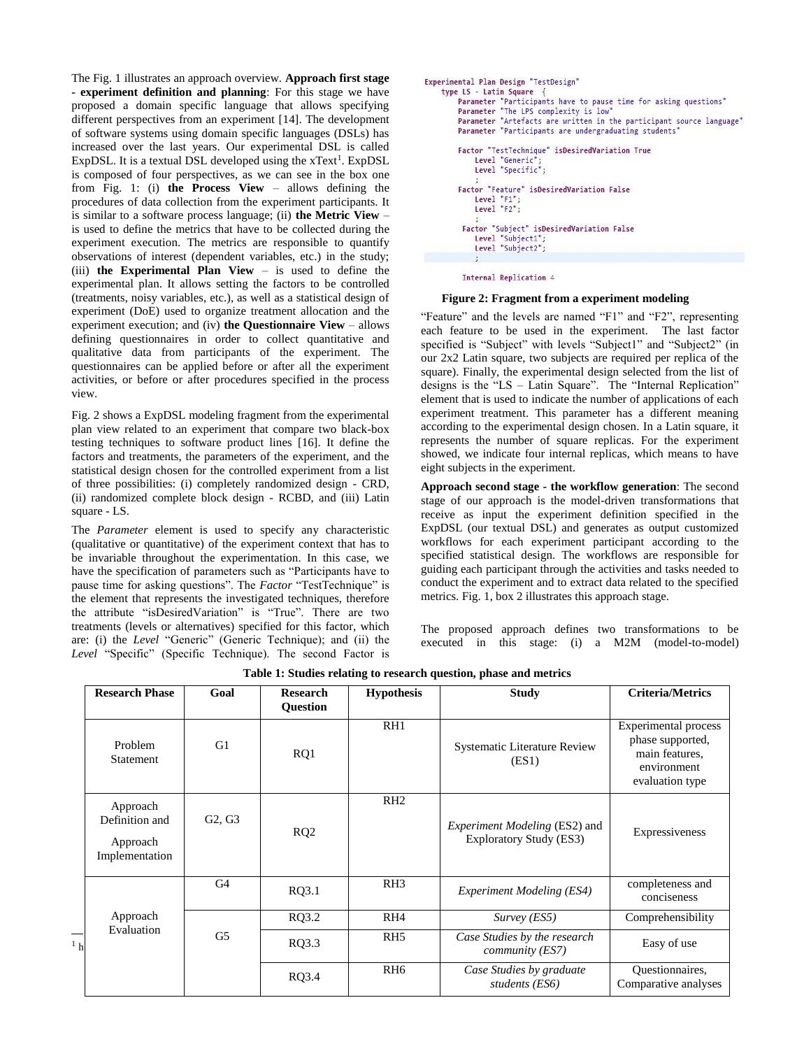The Fig. 1 illustrates an approach overview. **Approach first stage - experiment definition and planning**: For this stage we have proposed a domain specific language that allows specifying different perspectives from an experiment [14]. The development of software systems using domain specific languages (DSLs) has increased over the last years. Our experimental DSL is called ExpDSL. It is a textual DSL developed using the xText[1]. ExpDSL is composed of four perspectives, as we can see in the box one from Fig. 1: (i) **the Process View** – allows defining the procedures of data collection from the experiment participants. It is similar to a software process language; (ii) **the Metric View** – is used to define the metrics that have to be collected during the experiment execution. The metrics are responsible to quantify observations of interest (dependent variables, etc.) in the study; (iii) **the Experimental Plan View** – is used to define the experimental plan. It allows setting the factors to be controlled (treatments, noisy variables, etc.), as well as a statistical design of experiment (DoE) used to organize treatment allocation and the experiment execution; and (iv) **the Questionnaire View** – allows defining questionnaires in order to collect quantitative and qualitative data from participants of the experiment. The questionnaires can be applied before or after all the experiment activities, or before or after procedures specified in the process view.

Fig. 2 shows a ExpDSL modeling fragment from the experimental plan view related to an experiment that compare two black-box testing techniques to software product lines [16]. It define the factors and treatments, the parameters of the experiment, and the statistical design chosen for the controlled experiment from a list of three possibilities: (i) completely randomized design - CRD, (ii) randomized complete block design - RCBD, and (iii) Latin square - LS.

The *Parameter* element is used to specify any characteristic (qualitative or quantitative) of the experiment context that has to be invariable throughout the experimentation. In this case, we have the specification of parameters such as "Participants have to pause time for asking questions". The *Factor* "TestTechnique" is the element that represents the investigated techniques, therefore the attribute "isDesiredVariation" is "True". There are two treatments (levels or alternatives) specified for this factor, which are: (i) the *Level* "Generic" (Generic Technique); and (ii) the *Level* "Specific" (Specific Technique). The second Factor is

```
Experimental Plan Design "TestDesign"
    type LS - Latin Square  {
        Parameter "Participants have to pause time for asking questions"
        Parameter "The LPS complexity is low"
        Parameter "Artefacts are written in the participant source language"
        Parameter "Participants are undergraduating students"

        Factor "TestTechnique" isDesiredVariation True
            Level "Generic";
            Level "Specific";
            ;
        Factor "Feature" isDesiredVariation False
            Level "F1";
            Level "F2";
            ;
         Factor "Subject" isDesiredVariation False
            Level "Subject1";
            Level "Subject2";
            ;

         Internal Replication 4
```

**Figure 2: Fragment from a experiment modeling**

"Feature" and the levels are named "F1" and "F2", representing each feature to be used in the experiment. The last factor specified is "Subject" with levels "Subject1" and "Subject2" (in our 2x2 Latin square, two subjects are required per replica of the square). Finally, the experimental design selected from the list of designs is the "LS – Latin Square". The "Internal Replication" element that is used to indicate the number of applications of each experiment treatment. This parameter has a different meaning according to the experimental design chosen. In a Latin square, it represents the number of square replicas. For the experiment showed, we indicate four internal replicas, which means to have eight subjects in the experiment.

**Approach second stage - the workflow generation**: The second stage of our approach is the model-driven transformations that receive as input the experiment definition specified in the ExpDSL (our textual DSL) and generates as output customized workflows for each experiment participant according to the specified statistical design. The workflows are responsible for guiding each participant through the activities and tasks needed to conduct the experiment and to extract data related to the specified metrics. Fig. 1, box 2 illustrates this approach stage.

The proposed approach defines two transformations to be executed in this stage: (i) a M2M (model-to-model)

**Table 1: Studies relating to research question, phase and metrics**

| Research Phase | Goal | Research Question | Hypothesis | Study | Criteria/Metrics |
|---|---|---|---|---|---|
| Problem Statement | G1 | RQ1 | RH1 | Systematic Literature Review (ES1) | Experimental process phase supported, main features, environment evaluation type |
| Approach Definition and Approach Implementation | G2, G3 | RQ2 | RH2 | *Experiment Modeling* (ES2) and Exploratory Study (ES3) | Expressiveness |
| Approach Evaluation | G4 | RQ3.1 | RH3 | *Experiment Modeling (ES4)* | completeness and conciseness |
| | G5 | RQ3.2 | RH4 | *Survey (ES5)* | Comprehensibility |
| | | RQ3.3 | RH5 | *Case Studies by the research community (ES7)* | Easy of use |
| | | RQ3.4 | RH6 | *Case Studies by graduate students (ES6)* | Questionnaires, Comparative analyses |

[1] h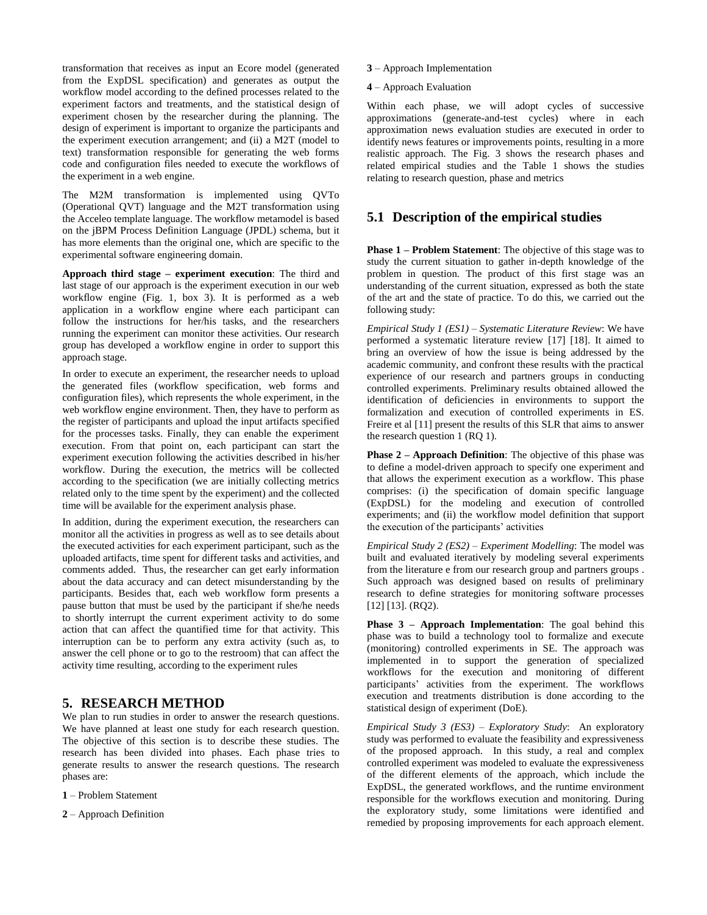transformation that receives as input an Ecore model (generated from the ExpDSL specification) and generates as output the workflow model according to the defined processes related to the experiment factors and treatments, and the statistical design of experiment chosen by the researcher during the planning. The design of experiment is important to organize the participants and the experiment execution arrangement; and (ii) a M2T (model to text) transformation responsible for generating the web forms code and configuration files needed to execute the workflows of the experiment in a web engine.

The M2M transformation is implemented using QVTo (Operational QVT) language and the M2T transformation using the Acceleo template language. The workflow metamodel is based on the jBPM Process Definition Language (JPDL) schema, but it has more elements than the original one, which are specific to the experimental software engineering domain.

**Approach third stage – experiment execution**: The third and last stage of our approach is the experiment execution in our web workflow engine (Fig. 1, box 3). It is performed as a web application in a workflow engine where each participant can follow the instructions for her/his tasks, and the researchers running the experiment can monitor these activities. Our research group has developed a workflow engine in order to support this approach stage.

In order to execute an experiment, the researcher needs to upload the generated files (workflow specification, web forms and configuration files), which represents the whole experiment, in the web workflow engine environment. Then, they have to perform as the register of participants and upload the input artifacts specified for the processes tasks. Finally, they can enable the experiment execution. From that point on, each participant can start the experiment execution following the activities described in his/her workflow. During the execution, the metrics will be collected according to the specification (we are initially collecting metrics related only to the time spent by the experiment) and the collected time will be available for the experiment analysis phase.

In addition, during the experiment execution, the researchers can monitor all the activities in progress as well as to see details about the executed activities for each experiment participant, such as the uploaded artifacts, time spent for different tasks and activities, and comments added. Thus, the researcher can get early information about the data accuracy and can detect misunderstanding by the participants. Besides that, each web workflow form presents a pause button that must be used by the participant if she/he needs to shortly interrupt the current experiment activity to do some action that can affect the quantified time for that activity. This interruption can be to perform any extra activity (such as, to answer the cell phone or to go to the restroom) that can affect the activity time resulting, according to the experiment rules

## 5. RESEARCH METHOD

We plan to run studies in order to answer the research questions. We have planned at least one study for each research question. The objective of this section is to describe these studies. The research has been divided into phases. Each phase tries to generate results to answer the research questions. The research phases are:

**1** – Problem Statement

**2** – Approach Definition

**3** – Approach Implementation

**4** – Approach Evaluation

Within each phase, we will adopt cycles of successive approximations (generate-and-test cycles) where in each approximation news evaluation studies are executed in order to identify news features or improvements points, resulting in a more realistic approach. The Fig. 3 shows the research phases and related empirical studies and the Table 1 shows the studies relating to research question, phase and metrics

### 5.1 Description of the empirical studies

**Phase 1 – Problem Statement**: The objective of this stage was to study the current situation to gather in-depth knowledge of the problem in question. The product of this first stage was an understanding of the current situation, expressed as both the state of the art and the state of practice. To do this, we carried out the following study:

*Empirical Study 1 (ES1) – Systematic Literature Review*: We have performed a systematic literature review [17] [18]. It aimed to bring an overview of how the issue is being addressed by the academic community, and confront these results with the practical experience of our research and partners groups in conducting controlled experiments. Preliminary results obtained allowed the identification of deficiencies in environments to support the formalization and execution of controlled experiments in ES. Freire et al [11] present the results of this SLR that aims to answer the research question 1 (RQ 1).

**Phase 2 – Approach Definition**: The objective of this phase was to define a model-driven approach to specify one experiment and that allows the experiment execution as a workflow. This phase comprises: (i) the specification of domain specific language (ExpDSL) for the modeling and execution of controlled experiments; and (ii) the workflow model definition that support the execution of the participants' activities

*Empirical Study 2 (ES2) – Experiment Modelling*: The model was built and evaluated iteratively by modeling several experiments from the literature e from our research group and partners groups . Such approach was designed based on results of preliminary research to define strategies for monitoring software processes [12] [13]. (RQ2).

**Phase 3 – Approach Implementation**: The goal behind this phase was to build a technology tool to formalize and execute (monitoring) controlled experiments in SE. The approach was implemented in to support the generation of specialized workflows for the execution and monitoring of different participants' activities from the experiment. The workflows execution and treatments distribution is done according to the statistical design of experiment (DoE).

*Empirical Study 3 (ES3) – Exploratory Study*: An exploratory study was performed to evaluate the feasibility and expressiveness of the proposed approach. In this study, a real and complex controlled experiment was modeled to evaluate the expressiveness of the different elements of the approach, which include the ExpDSL, the generated workflows, and the runtime environment responsible for the workflows execution and monitoring. During the exploratory study, some limitations were identified and remedied by proposing improvements for each approach element.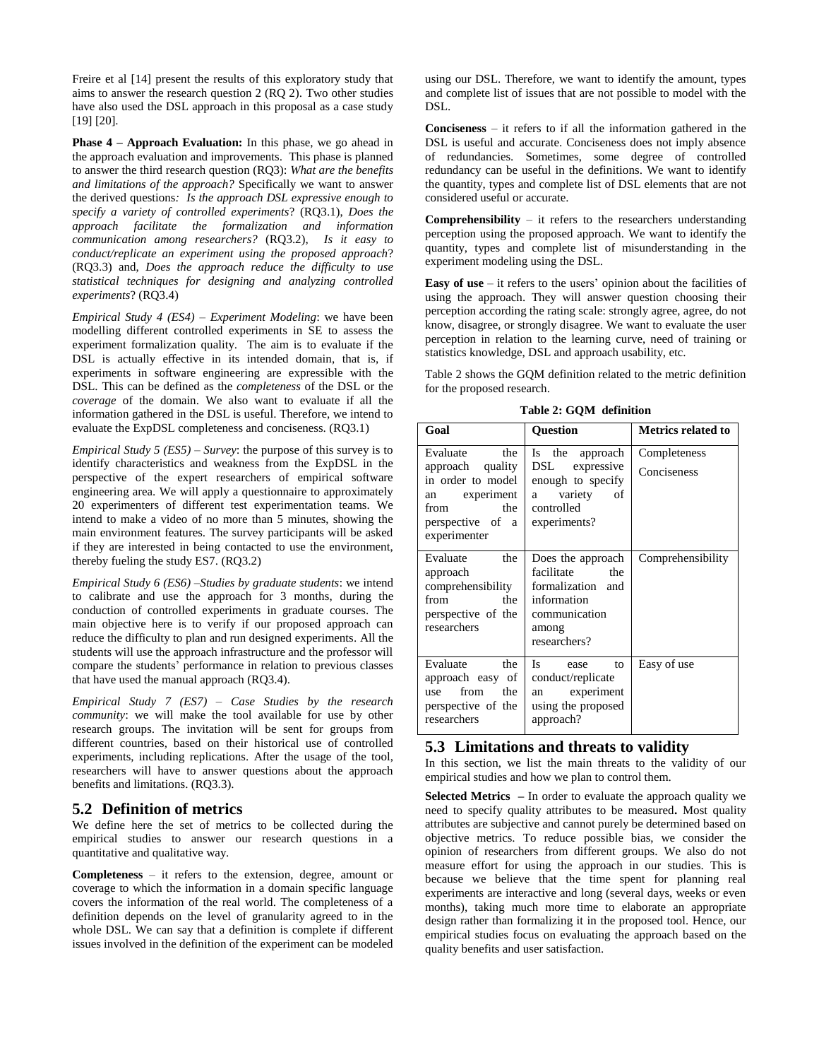Freire et al [14] present the results of this exploratory study that aims to answer the research question 2 (RQ 2). Two other studies have also used the DSL approach in this proposal as a case study [19] [20].

**Phase 4 – Approach Evaluation:** In this phase, we go ahead in the approach evaluation and improvements. This phase is planned to answer the third research question (RQ3): *What are the benefits and limitations of the approach?* Specifically we want to answer the derived questions*: Is the approach DSL expressive enough to specify a variety of controlled experiments*? (RQ3.1), *Does the approach facilitate the formalization and information communication among researchers?* (RQ3.2), *Is it easy to conduct/replicate an experiment using the proposed approach*? (RQ3.3) and, *Does the approach reduce the difficulty to use statistical techniques for designing and analyzing controlled experiments*? (RQ3.4)

*Empirical Study 4 (ES4) – Experiment Modeling*: we have been modelling different controlled experiments in SE to assess the experiment formalization quality. The aim is to evaluate if the DSL is actually effective in its intended domain, that is, if experiments in software engineering are expressible with the DSL. This can be defined as the *completeness* of the DSL or the *coverage* of the domain. We also want to evaluate if all the information gathered in the DSL is useful. Therefore, we intend to evaluate the ExpDSL completeness and conciseness. (RQ3.1)

*Empirical Study 5 (ES5) – Survey*: the purpose of this survey is to identify characteristics and weakness from the ExpDSL in the perspective of the expert researchers of empirical software engineering area. We will apply a questionnaire to approximately 20 experimenters of different test experimentation teams. We intend to make a video of no more than 5 minutes, showing the main environment features. The survey participants will be asked if they are interested in being contacted to use the environment, thereby fueling the study ES7. (RQ3.2)

*Empirical Study 6 (ES6) –Studies by graduate students*: we intend to calibrate and use the approach for 3 months, during the conduction of controlled experiments in graduate courses. The main objective here is to verify if our proposed approach can reduce the difficulty to plan and run designed experiments. All the students will use the approach infrastructure and the professor will compare the students' performance in relation to previous classes that have used the manual approach (RQ3.4).

*Empirical Study 7 (ES7) – Case Studies by the research community*: we will make the tool available for use by other research groups. The invitation will be sent for groups from different countries, based on their historical use of controlled experiments, including replications. After the usage of the tool, researchers will have to answer questions about the approach benefits and limitations. (RQ3.3).

## 5.2 Definition of metrics

We define here the set of metrics to be collected during the empirical studies to answer our research questions in a quantitative and qualitative way.

**Completeness** – it refers to the extension, degree, amount or coverage to which the information in a domain specific language covers the information of the real world. The completeness of a definition depends on the level of granularity agreed to in the whole DSL. We can say that a definition is complete if different issues involved in the definition of the experiment can be modeled using our DSL. Therefore, we want to identify the amount, types and complete list of issues that are not possible to model with the DSL.

**Conciseness** – it refers to if all the information gathered in the DSL is useful and accurate. Conciseness does not imply absence of redundancies. Sometimes, some degree of controlled redundancy can be useful in the definitions. We want to identify the quantity, types and complete list of DSL elements that are not considered useful or accurate.

**Comprehensibility** – it refers to the researchers understanding perception using the proposed approach. We want to identify the quantity, types and complete list of misunderstanding in the experiment modeling using the DSL.

**Easy of use** – it refers to the users' opinion about the facilities of using the approach. They will answer question choosing their perception according the rating scale: strongly agree, agree, do not know, disagree, or strongly disagree. We want to evaluate the user perception in relation to the learning curve, need of training or statistics knowledge, DSL and approach usability, etc.

Table 2 shows the GQM definition related to the metric definition for the proposed research.

**Table 2: GQM definition**

| Goal | Question | Metrics related to |
|---|---|---|
| Evaluate the approach quality in order to model an experiment from the perspective of a experimenter | Is the approach DSL expressive enough to specify a variety of controlled experiments? | Completeness<br>Conciseness |
| Evaluate the approach comprehensibility from the perspective of the researchers | Does the approach facilitate the formalization and information communication among researchers? | Comprehensibility |
| Evaluate the approach easy of use from the perspective of the researchers | Is ease to conduct/replicate an experiment using the proposed approach? | Easy of use |

## 5.3 Limitations and threats to validity

In this section, we list the main threats to the validity of our empirical studies and how we plan to control them.

**Selected Metrics –** In order to evaluate the approach quality we need to specify quality attributes to be measured**.** Most quality attributes are subjective and cannot purely be determined based on objective metrics. To reduce possible bias, we consider the opinion of researchers from different groups. We also do not measure effort for using the approach in our studies. This is because we believe that the time spent for planning real experiments are interactive and long (several days, weeks or even months), taking much more time to elaborate an appropriate design rather than formalizing it in the proposed tool. Hence, our empirical studies focus on evaluating the approach based on the quality benefits and user satisfaction.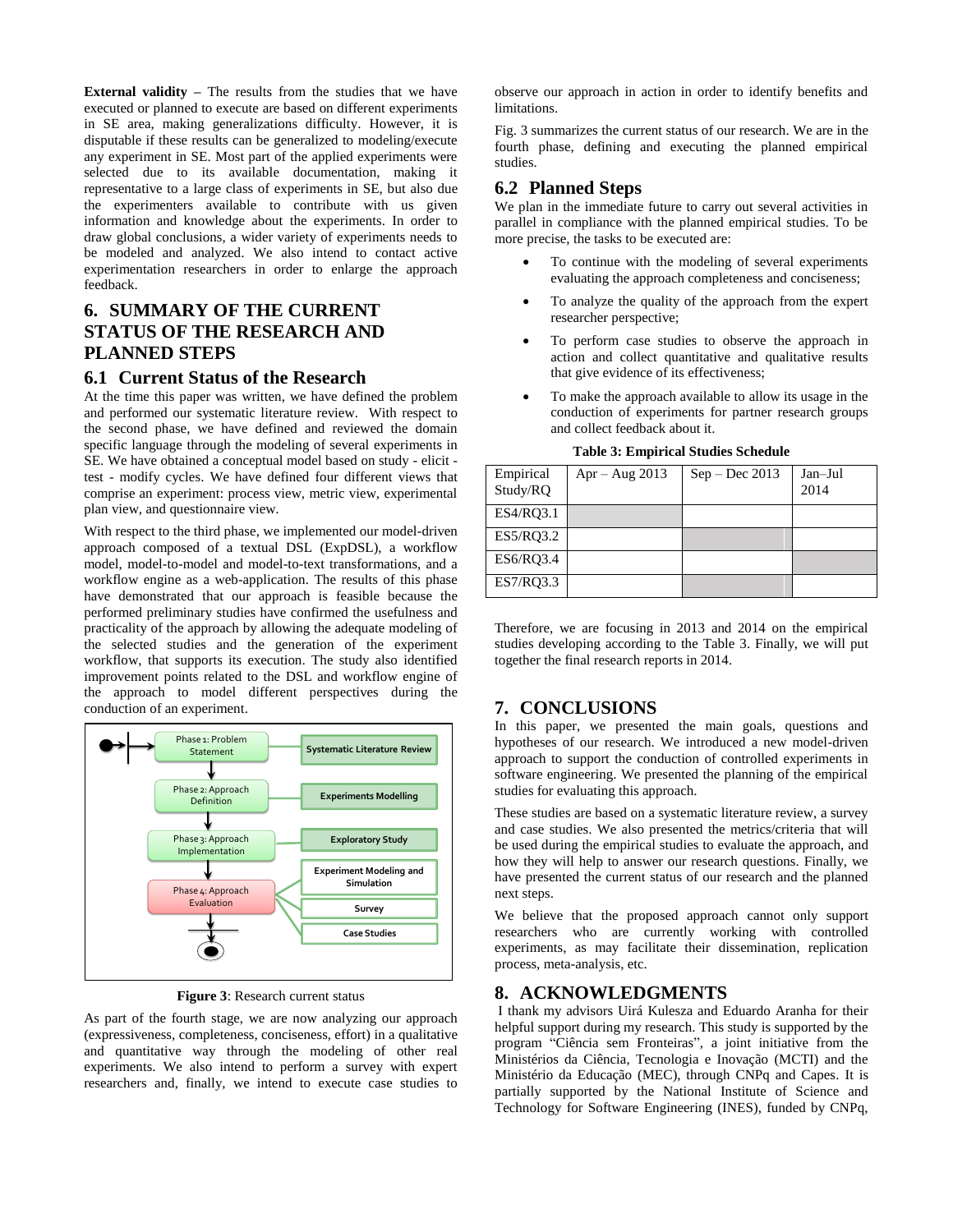**External validity** – The results from the studies that we have executed or planned to execute are based on different experiments in SE area, making generalizations difficulty. However, it is disputable if these results can be generalized to modeling/execute any experiment in SE. Most part of the applied experiments were selected due to its available documentation, making it representative to a large class of experiments in SE, but also due the experimenters available to contribute with us given information and knowledge about the experiments. In order to draw global conclusions, a wider variety of experiments needs to be modeled and analyzed. We also intend to contact active experimentation researchers in order to enlarge the approach feedback.

# 6. SUMMARY OF THE CURRENT STATUS OF THE RESEARCH AND PLANNED STEPS

## 6.1 Current Status of the Research

At the time this paper was written, we have defined the problem and performed our systematic literature review. With respect to the second phase, we have defined and reviewed the domain specific language through the modeling of several experiments in SE. We have obtained a conceptual model based on study - elicit - test - modify cycles. We have defined four different views that comprise an experiment: process view, metric view, experimental plan view, and questionnaire view.

With respect to the third phase, we implemented our model-driven approach composed of a textual DSL (ExpDSL), a workflow model, model-to-model and model-to-text transformations, and a workflow engine as a web-application. The results of this phase have demonstrated that our approach is feasible because the performed preliminary studies have confirmed the usefulness and practicality of the approach by allowing the adequate modeling of the selected studies and the generation of the experiment workflow, that supports its execution. The study also identified improvement points related to the DSL and workflow engine of the approach to model different perspectives during the conduction of an experiment.

Phase 1: Problem Statement — Systematic Literature Review
Phase 2: Approach Definition — Experiments Modelling
Phase 3: Approach Implementation — Exploratory Study
Phase 4: Approach Evaluation — Experiment Modeling and Simulation; Survey; Case Studies

**Figure 3**: Research current status

As part of the fourth stage, we are now analyzing our approach (expressiveness, completeness, conciseness, effort) in a qualitative and quantitative way through the modeling of other real experiments. We also intend to perform a survey with expert researchers and, finally, we intend to execute case studies to observe our approach in action in order to identify benefits and limitations.

Fig. 3 summarizes the current status of our research. We are in the fourth phase, defining and executing the planned empirical studies.

## 6.2 Planned Steps

We plan in the immediate future to carry out several activities in parallel in compliance with the planned empirical studies. To be more precise, the tasks to be executed are:

- To continue with the modeling of several experiments evaluating the approach completeness and conciseness;
- To analyze the quality of the approach from the expert researcher perspective;
- To perform case studies to observe the approach in action and collect quantitative and qualitative results that give evidence of its effectiveness;
- To make the approach available to allow its usage in the conduction of experiments for partner research groups and collect feedback about it.

**Table 3: Empirical Studies Schedule**

| Empirical Study/RQ | Apr – Aug 2013 | Sep – Dec 2013 | Jan–Jul 2014 |
|---|---|---|---|
| ES4/RQ3.1 | ■ | | |
| ES5/RQ3.2 | | ■ | |
| ES6/RQ3.4 | | | ■ |
| ES7/RQ3.3 | | ■ | |

Therefore, we are focusing in 2013 and 2014 on the empirical studies developing according to the Table 3. Finally, we will put together the final research reports in 2014.

# 7. CONCLUSIONS

In this paper, we presented the main goals, questions and hypotheses of our research. We introduced a new model-driven approach to support the conduction of controlled experiments in software engineering. We presented the planning of the empirical studies for evaluating this approach.

These studies are based on a systematic literature review, a survey and case studies. We also presented the metrics/criteria that will be used during the empirical studies to evaluate the approach, and how they will help to answer our research questions. Finally, we have presented the current status of our research and the planned next steps.

We believe that the proposed approach cannot only support researchers who are currently working with controlled experiments, as may facilitate their dissemination, replication process, meta-analysis, etc.

# 8. ACKNOWLEDGMENTS

I thank my advisors Uirá Kulesza and Eduardo Aranha for their helpful support during my research. This study is supported by the program "Ciência sem Fronteiras", a joint initiative from the Ministérios da Ciência, Tecnologia e Inovação (MCTI) and the Ministério da Educação (MEC), through CNPq and Capes. It is partially supported by the National Institute of Science and Technology for Software Engineering (INES), funded by CNPq,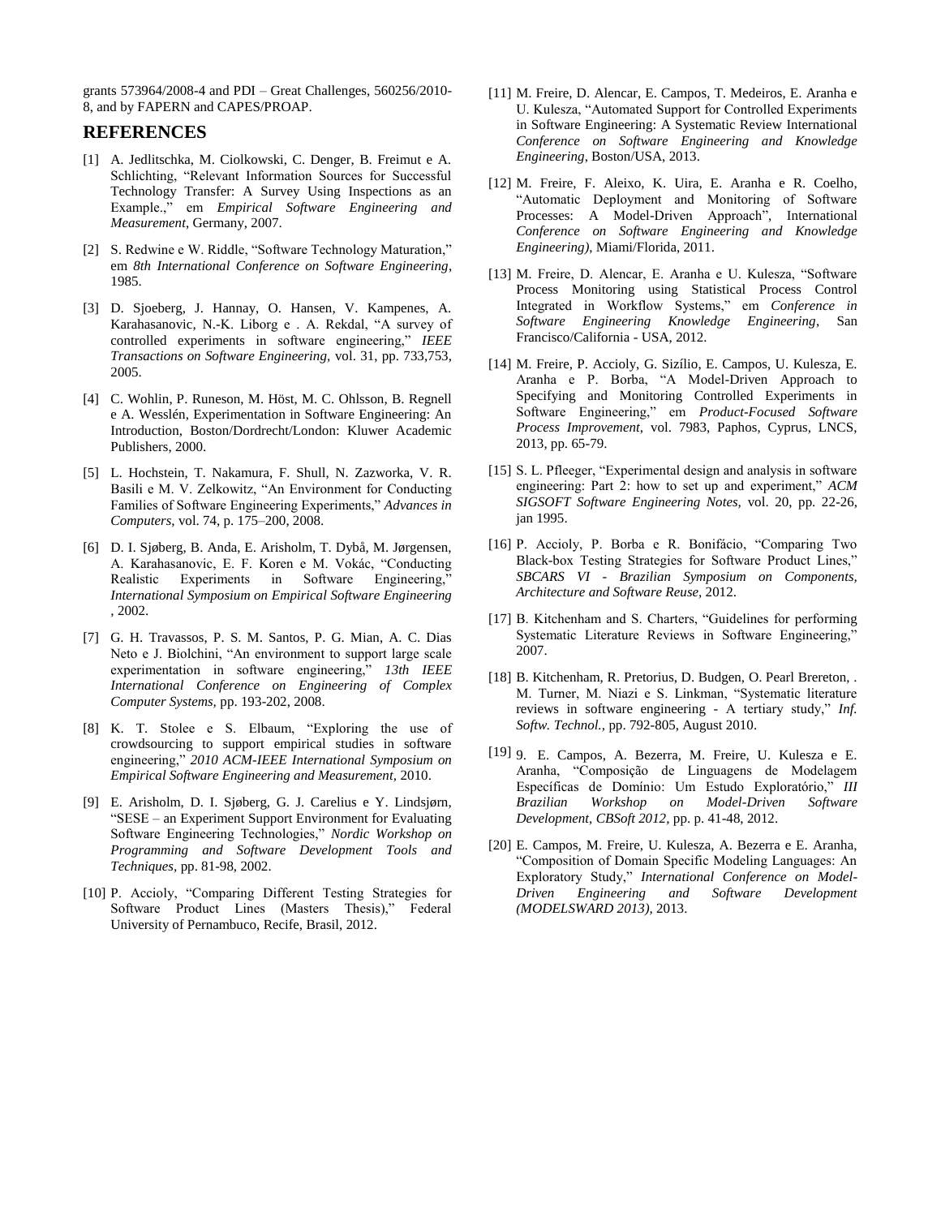grants 573964/2008-4 and PDI – Great Challenges, 560256/2010-8, and by FAPERN and CAPES/PROAP.

## REFERENCES

[1] A. Jedlitschka, M. Ciolkowski, C. Denger, B. Freimut e A. Schlichting, "Relevant Information Sources for Successful Technology Transfer: A Survey Using Inspections as an Example.," em *Empirical Software Engineering and Measurement*, Germany, 2007.

[2] S. Redwine e W. Riddle, "Software Technology Maturation," em *8th International Conference on Software Engineering*, 1985.

[3] D. Sjoeberg, J. Hannay, O. Hansen, V. Kampenes, A. Karahasanovic, N.-K. Liborg e . A. Rekdal, "A survey of controlled experiments in software engineering," *IEEE Transactions on Software Engineering*, vol. 31, pp. 733,753, 2005.

[4] C. Wohlin, P. Runeson, M. Höst, M. C. Ohlsson, B. Regnell e A. Wesslén, Experimentation in Software Engineering: An Introduction, Boston/Dordrecht/London: Kluwer Academic Publishers, 2000.

[5] L. Hochstein, T. Nakamura, F. Shull, N. Zazworka, V. R. Basili e M. V. Zelkowitz, "An Environment for Conducting Families of Software Engineering Experiments," *Advances in Computers*, vol. 74, p. 175–200, 2008.

[6] D. I. Sjøberg, B. Anda, E. Arisholm, T. Dybå, M. Jørgensen, A. Karahasanovic, E. F. Koren e M. Vokác, "Conducting Realistic Experiments in Software Engineering," *International Symposium on Empirical Software Engineering* , 2002.

[7] G. H. Travassos, P. S. M. Santos, P. G. Mian, A. C. Dias Neto e J. Biolchini, "An environment to support large scale experimentation in software engineering," *13th IEEE International Conference on Engineering of Complex Computer Systems*, pp. 193-202, 2008.

[8] K. T. Stolee e S. Elbaum, "Exploring the use of crowdsourcing to support empirical studies in software engineering," *2010 ACM-IEEE International Symposium on Empirical Software Engineering and Measurement*, 2010.

[9] E. Arisholm, D. I. Sjøberg, G. J. Carelius e Y. Lindsjørn, "SESE – an Experiment Support Environment for Evaluating Software Engineering Technologies," *Nordic Workshop on Programming and Software Development Tools and Techniques*, pp. 81-98, 2002.

[10] P. Accioly, "Comparing Different Testing Strategies for Software Product Lines (Masters Thesis)," Federal University of Pernambuco, Recife, Brasil, 2012.

[11] M. Freire, D. Alencar, E. Campos, T. Medeiros, E. Aranha e U. Kulesza, "Automated Support for Controlled Experiments in Software Engineering: A Systematic Review International *Conference on Software Engineering and Knowledge Engineering*, Boston/USA, 2013.

[12] M. Freire, F. Aleixo, K. Uira, E. Aranha e R. Coelho, "Automatic Deployment and Monitoring of Software Processes: A Model-Driven Approach", International *Conference on Software Engineering and Knowledge Engineering)*, Miami/Florida, 2011.

[13] M. Freire, D. Alencar, E. Aranha e U. Kulesza, "Software Process Monitoring using Statistical Process Control Integrated in Workflow Systems," em *Conference in Software Engineering Knowledge Engineering*, San Francisco/California - USA, 2012.

[14] M. Freire, P. Accioly, G. Sizílio, E. Campos, U. Kulesza, E. Aranha e P. Borba, "A Model-Driven Approach to Specifying and Monitoring Controlled Experiments in Software Engineering," em *Product-Focused Software Process Improvement*, vol. 7983, Paphos, Cyprus, LNCS, 2013, pp. 65-79.

[15] S. L. Pfleeger, "Experimental design and analysis in software engineering: Part 2: how to set up and experiment," *ACM SIGSOFT Software Engineering Notes*, vol. 20, pp. 22-26, jan 1995.

[16] P. Accioly, P. Borba e R. Bonifácio, "Comparing Two Black-box Testing Strategies for Software Product Lines," *SBCARS VI - Brazilian Symposium on Components, Architecture and Software Reuse*, 2012.

[17] B. Kitchenham and S. Charters, "Guidelines for performing Systematic Literature Reviews in Software Engineering," 2007.

[18] B. Kitchenham, R. Pretorius, D. Budgen, O. Pearl Brereton, . M. Turner, M. Niazi e S. Linkman, "Systematic literature reviews in software engineering - A tertiary study," *Inf. Softw. Technol.*, pp. 792-805, August 2010.

[19] 9. E. Campos, A. Bezerra, M. Freire, U. Kulesza e E. Aranha, "Composição de Linguagens de Modelagem Específicas de Domínio: Um Estudo Exploratório," *III Brazilian Workshop on Model-Driven Software Development, CBSoft 2012*, pp. p. 41-48, 2012.

[20] E. Campos, M. Freire, U. Kulesza, A. Bezerra e E. Aranha, "Composition of Domain Specific Modeling Languages: An Exploratory Study," *International Conference on Model-Driven Engineering and Software Development (MODELSWARD 2013)*, 2013.